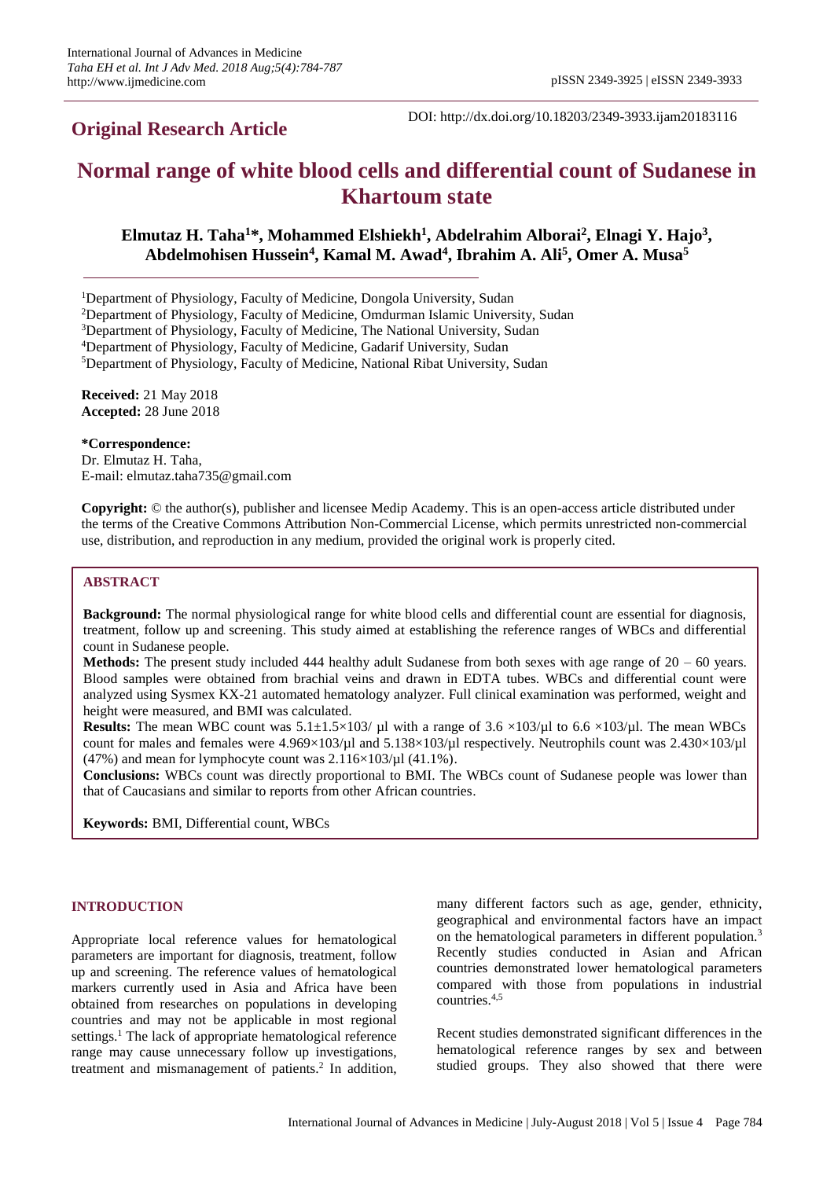**Original Research Article**

DOI: http://dx.doi.org/10.18203/2349-3933.ijam20183116

# Normal range of white blood cells and differential count of Sudanese in Khartoum state

**Elmutaz H. Taha[1]\*, Mohammed Elshiekh[1], Abdelrahim Alborai[2], Elnagi Y. Hajo[3], Abdelmohisen Hussein[4], Kamal M. Awad[4], Ibrahim A. Ali[5], Omer A. Musa[5]**

[1]Department of Physiology, Faculty of Medicine, Dongola University, Sudan
[2]Department of Physiology, Faculty of Medicine, Omdurman Islamic University, Sudan
[3]Department of Physiology, Faculty of Medicine, The National University, Sudan
[4]Department of Physiology, Faculty of Medicine, Gadarif University, Sudan
[5]Department of Physiology, Faculty of Medicine, National Ribat University, Sudan

**Received:** 21 May 2018
**Accepted:** 28 June 2018

**\*Correspondence:**
Dr. Elmutaz H. Taha,
E-mail: elmutaz.taha735@gmail.com

**Copyright:** © the author(s), publisher and licensee Medip Academy. This is an open-access article distributed under the terms of the Creative Commons Attribution Non-Commercial License, which permits unrestricted non-commercial use, distribution, and reproduction in any medium, provided the original work is properly cited.

## ABSTRACT

**Background:** The normal physiological range for white blood cells and differential count are essential for diagnosis, treatment, follow up and screening. This study aimed at establishing the reference ranges of WBCs and differential count in Sudanese people.

**Methods:** The present study included 444 healthy adult Sudanese from both sexes with age range of 20 – 60 years. Blood samples were obtained from brachial veins and drawn in EDTA tubes. WBCs and differential count were analyzed using Sysmex KX-21 automated hematology analyzer. Full clinical examination was performed, weight and height were measured, and BMI was calculated.

**Results:** The mean WBC count was $5.1\pm1.5\times10^3$/ µl with a range of $3.6\times10^3$/µl to $6.6\times10^3$/µl. The mean WBCs count for males and females were $4.969\times10^3$/µl and $5.138\times10^3$/µl respectively. Neutrophils count was $2.430\times10^3$/µl (47%) and mean for lymphocyte count was $2.116\times10^3$/µl (41.1%).

**Conclusions:** WBCs count was directly proportional to BMI. The WBCs count of Sudanese people was lower than that of Caucasians and similar to reports from other African countries.

**Keywords:** BMI, Differential count, WBCs

## INTRODUCTION

Appropriate local reference values for hematological parameters are important for diagnosis, treatment, follow up and screening. The reference values of hematological markers currently used in Asia and Africa have been obtained from researches on populations in developing countries and may not be applicable in most regional settings.[1] The lack of appropriate hematological reference range may cause unnecessary follow up investigations, treatment and mismanagement of patients.[2] In addition, many different factors such as age, gender, ethnicity, geographical and environmental factors have an impact on the hematological parameters in different population.[3] Recently studies conducted in Asian and African countries demonstrated lower hematological parameters compared with those from populations in industrial countries.[4,5]

Recent studies demonstrated significant differences in the hematological reference ranges by sex and between studied groups. They also showed that there were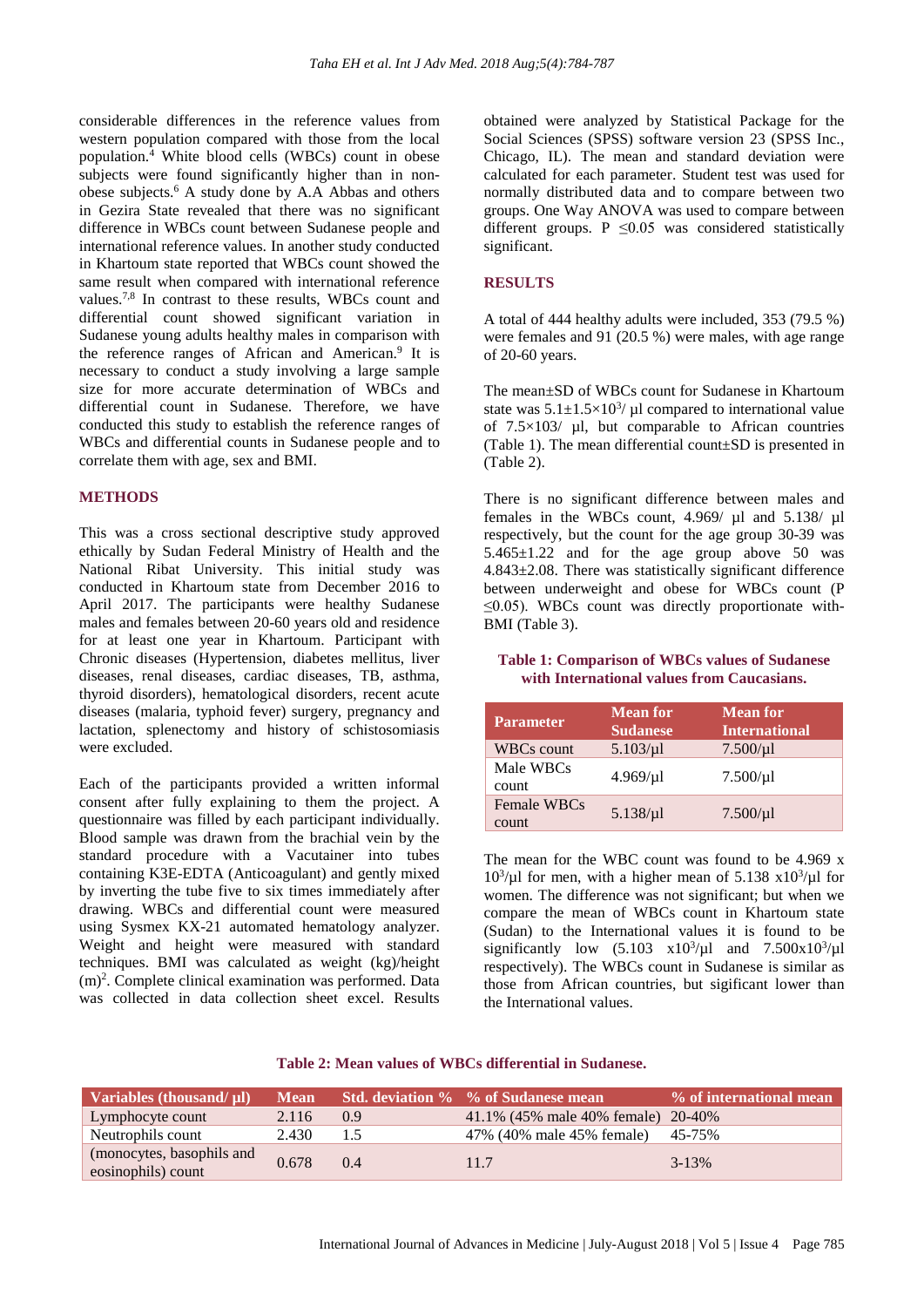considerable differences in the reference values from western population compared with those from the local population.[4] White blood cells (WBCs) count in obese subjects were found significantly higher than in non-obese subjects.[6] A study done by A.A Abbas and others in Gezira State revealed that there was no significant difference in WBCs count between Sudanese people and international reference values. In another study conducted in Khartoum state reported that WBCs count showed the same result when compared with international reference values.[7,8] In contrast to these results, WBCs count and differential count showed significant variation in Sudanese young adults healthy males in comparison with the reference ranges of African and American.[9] It is necessary to conduct a study involving a large sample size for more accurate determination of WBCs and differential count in Sudanese. Therefore, we have conducted this study to establish the reference ranges of WBCs and differential counts in Sudanese people and to correlate them with age, sex and BMI.

## METHODS

This was a cross sectional descriptive study approved ethically by Sudan Federal Ministry of Health and the National Ribat University. This initial study was conducted in Khartoum state from December 2016 to April 2017. The participants were healthy Sudanese males and females between 20-60 years old and residence for at least one year in Khartoum. Participant with Chronic diseases (Hypertension, diabetes mellitus, liver diseases, renal diseases, cardiac diseases, TB, asthma, thyroid disorders), hematological disorders, recent acute diseases (malaria, typhoid fever) surgery, pregnancy and lactation, splenectomy and history of schistosomiasis were excluded.

Each of the participants provided a written informal consent after fully explaining to them the project. A questionnaire was filled by each participant individually. Blood sample was drawn from the brachial vein by the standard procedure with a Vacutainer into tubes containing K3E-EDTA (Anticoagulant) and gently mixed by inverting the tube five to six times immediately after drawing. WBCs and differential count were measured using Sysmex KX-21 automated hematology analyzer. Weight and height were measured with standard techniques. BMI was calculated as weight (kg)/height $(m)^2$. Complete clinical examination was performed. Data was collected in data collection sheet excel. Results obtained were analyzed by Statistical Package for the Social Sciences (SPSS) software version 23 (SPSS Inc., Chicago, IL). The mean and standard deviation were calculated for each parameter. Student test was used for normally distributed data and to compare between two groups. One Way ANOVA was used to compare between different groups. $P \leq 0.05$ was considered statistically significant.

## RESULTS

A total of 444 healthy adults were included, 353 (79.5 %) were females and 91 (20.5 %) were males, with age range of 20-60 years.

The mean±SD of WBCs count for Sudanese in Khartoum state was $5.1 \pm 1.5 \times 10^3/\mu l$ compared to international value of $7.5 \times 103/\mu l$, but comparable to African countries (Table 1). The mean differential count±SD is presented in (Table 2).

There is no significant difference between males and females in the WBCs count, 4.969/ µl and 5.138/ µl respectively, but the count for the age group 30-39 was 5.465±1.22 and for the age group above 50 was 4.843±2.08. There was statistically significant difference between underweight and obese for WBCs count ($P \leq 0.05$). WBCs count was directly proportionate with-BMI (Table 3).

**Table 1: Comparison of WBCs values of Sudanese with International values from Caucasians.**

| Parameter | Mean for Sudanese | Mean for International |
|---|---|---|
| WBCs count | 5.103/µl | 7.500/µl |
| Male WBCs count | 4.969/µl | 7.500/µl |
| Female WBCs count | 5.138/µl | 7.500/µl |

The mean for the WBC count was found to be $4.969 \times 10^3/\mu l$ for men, with a higher mean of $5.138 \times 10^3/\mu l$ for women. The difference was not significant; but when we compare the mean of WBCs count in Khartoum state (Sudan) to the International values it is found to be significantly low ($5.103 \times 10^3/\mu l$ and $7.500 \times 10^3/\mu l$ respectively). The WBCs count in Sudanese is similar as those from African countries, but sigificant lower than the International values.

**Table 2: Mean values of WBCs differential in Sudanese.**

| Variables (thousand/ µl) | Mean | Std. deviation % | % of Sudanese mean | % of international mean |
|---|---|---|---|---|
| Lymphocyte count | 2.116 | 0.9 | 41.1% (45% male 40% female) | 20-40% |
| Neutrophils count | 2.430 | 1.5 | 47% (40% male 45% female) | 45-75% |
| (monocytes, basophils and eosinophils) count | 0.678 | 0.4 | 11.7 | 3-13% |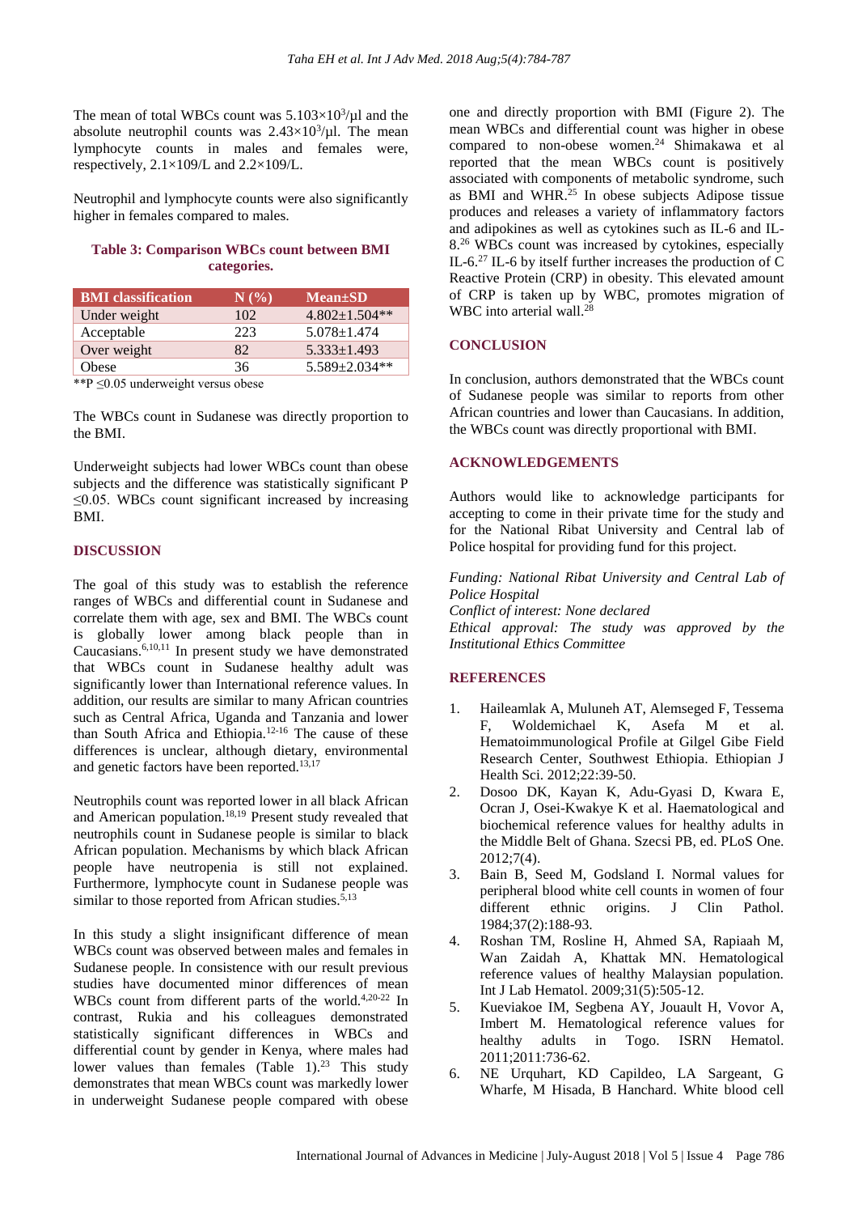The mean of total WBCs count was $5.103\times10^3$/μl and the absolute neutrophil counts was $2.43\times10^3$/μl. The mean lymphocyte counts in males and females were, respectively, 2.1×109/L and 2.2×109/L.

Neutrophil and lymphocyte counts were also significantly higher in females compared to males.

**Table 3: Comparison WBCs count between BMI categories.**

| BMI classification | N (%) | Mean±SD |
|---|---|---|
| Under weight | 102 | 4.802±1.504** |
| Acceptable | 223 | 5.078±1.474 |
| Over weight | 82 | 5.333±1.493 |
| Obese | 36 | 5.589±2.034** |

**P ≤0.05 underweight versus obese

The WBCs count in Sudanese was directly proportion to the BMI.

Underweight subjects had lower WBCs count than obese subjects and the difference was statistically significant P ≤0.05. WBCs count significant increased by increasing BMI.

## DISCUSSION

The goal of this study was to establish the reference ranges of WBCs and differential count in Sudanese and correlate them with age, sex and BMI. The WBCs count is globally lower among black people than in Caucasians.[6,10,11] In present study we have demonstrated that WBCs count in Sudanese healthy adult was significantly lower than International reference values. In addition, our results are similar to many African countries such as Central Africa, Uganda and Tanzania and lower than South Africa and Ethiopia.[12-16] The cause of these differences is unclear, although dietary, environmental and genetic factors have been reported.[13,17]

Neutrophils count was reported lower in all black African and American population.[18,19] Present study revealed that neutrophils count in Sudanese people is similar to black African population. Mechanisms by which black African people have neutropenia is still not explained. Furthermore, lymphocyte count in Sudanese people was similar to those reported from African studies.[5,13]

In this study a slight insignificant difference of mean WBCs count was observed between males and females in Sudanese people. In consistence with our result previous studies have documented minor differences of mean WBCs count from different parts of the world.[4,20-22] In contrast, Rukia and his colleagues demonstrated statistically significant differences in WBCs and differential count by gender in Kenya, where males had lower values than females (Table 1).[23] This study demonstrates that mean WBCs count was markedly lower in underweight Sudanese people compared with obese one and directly proportion with BMI (Figure 2). The mean WBCs and differential count was higher in obese compared to non-obese women.[24] Shimakawa et al reported that the mean WBCs count is positively associated with components of metabolic syndrome, such as BMI and WHR.[25] In obese subjects Adipose tissue produces and releases a variety of inflammatory factors and adipokines as well as cytokines such as IL-6 and IL-8.[26] WBCs count was increased by cytokines, especially IL-6.[27] IL-6 by itself further increases the production of C Reactive Protein (CRP) in obesity. This elevated amount of CRP is taken up by WBC, promotes migration of WBC into arterial wall.[28]

## CONCLUSION

In conclusion, authors demonstrated that the WBCs count of Sudanese people was similar to reports from other African countries and lower than Caucasians. In addition, the WBCs count was directly proportional with BMI.

## ACKNOWLEDGEMENTS

Authors would like to acknowledge participants for accepting to come in their private time for the study and for the National Ribat University and Central lab of Police hospital for providing fund for this project.

*Funding: National Ribat University and Central Lab of Police Hospital*
*Conflict of interest: None declared*
*Ethical approval: The study was approved by the Institutional Ethics Committee*

## REFERENCES

1. Haileamlak A, Muluneh AT, Alemseged F, Tessema F, Woldemichael K, Asefa M et al. Hematoimmunological Profile at Gilgel Gibe Field Research Center, Southwest Ethiopia. Ethiopian J Health Sci. 2012;22:39-50.
2. Dosoo DK, Kayan K, Adu-Gyasi D, Kwara E, Ocran J, Osei-Kwakye K et al. Haematological and biochemical reference values for healthy adults in the Middle Belt of Ghana. Szecsi PB, ed. PLoS One. 2012;7(4).
3. Bain B, Seed M, Godsland I. Normal values for peripheral blood white cell counts in women of four different ethnic origins. J Clin Pathol. 1984;37(2):188-93.
4. Roshan TM, Rosline H, Ahmed SA, Rapiaah M, Wan Zaidah A, Khattak MN. Hematological reference values of healthy Malaysian population. Int J Lab Hematol. 2009;31(5):505-12.
5. Kueviakoe IM, Segbena AY, Jouault H, Vovor A, Imbert M. Hematological reference values for healthy adults in Togo. ISRN Hematol. 2011;2011:736-62.
6. NE Urquhart, KD Capildeo, LA Sargeant, G Wharfe, M Hisada, B Hanchard. White blood cell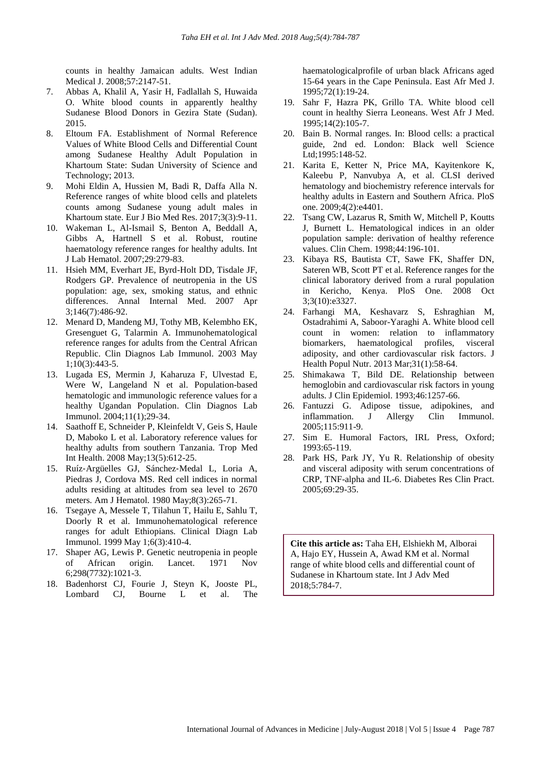counts in healthy Jamaican adults. West Indian Medical J. 2008;57:2147-51.

7. Abbas A, Khalil A, Yasir H, Fadlallah S, Huwaida O. White blood counts in apparently healthy Sudanese Blood Donors in Gezira State (Sudan). 2015.
8. Eltoum FA. Establishment of Normal Reference Values of White Blood Cells and Differential Count among Sudanese Healthy Adult Population in Khartoum State: Sudan University of Science and Technology; 2013.
9. Mohi Eldin A, Hussien M, Badi R, Daffa Alla N. Reference ranges of white blood cells and platelets counts among Sudanese young adult males in Khartoum state. Eur J Bio Med Res. 2017;3(3):9-11.
10. Wakeman L, Al-Ismail S, Benton A, Beddall A, Gibbs A, Hartnell S et al. Robust, routine haematology reference ranges for healthy adults. Int J Lab Hematol. 2007;29:279-83.
11. Hsieh MM, Everhart JE, Byrd-Holt DD, Tisdale JF, Rodgers GP. Prevalence of neutropenia in the US population: age, sex, smoking status, and ethnic differences. Annal Internal Med. 2007 Apr 3;146(7):486-92.
12. Menard D, Mandeng MJ, Tothy MB, Kelembho EK, Gresenguet G, Talarmin A. Immunohematological reference ranges for adults from the Central African Republic. Clin Diagnos Lab Immunol. 2003 May 1;10(3):443-5.
13. Lugada ES, Mermin J, Kaharuza F, Ulvestad E, Were W, Langeland N et al. Population-based hematologic and immunologic reference values for a healthy Ugandan Population. Clin Diagnos Lab Immunol. 2004;11(1);29-34.
14. Saathoff E, Schneider P, Kleinfeldt V, Geis S, Haule D, Maboko L et al. Laboratory reference values for healthy adults from southern Tanzania. Trop Med Int Health. 2008 May;13(5):612-25.
15. Ruíz-Argüelles GJ, Sánchez-Medal L, Loria A, Piedras J, Cordova MS. Red cell indices in normal adults residing at altitudes from sea level to 2670 meters. Am J Hematol. 1980 May;8(3):265-71.
16. Tsegaye A, Messele T, Tilahun T, Hailu E, Sahlu T, Doorly R et al. Immunohematological reference ranges for adult Ethiopians. Clinical Diagn Lab Immunol. 1999 May 1;6(3):410-4.
17. Shaper AG, Lewis P. Genetic neutropenia in people of African origin. Lancet. 1971 Nov 6;298(7732):1021-3.
18. Badenhorst CJ, Fourie J, Steyn K, Jooste PL, Lombard CJ, Bourne L et al. The haematologicalprofile of urban black Africans aged 15-64 years in the Cape Peninsula. East Afr Med J. 1995;72(1):19-24.
19. Sahr F, Hazra PK, Grillo TA. White blood cell count in healthy Sierra Leoneans. West Afr J Med. 1995;14(2):105-7.
20. Bain B. Normal ranges. In: Blood cells: a practical guide, 2nd ed. London: Black well Science Ltd;1995:148-52.
21. Karita E, Ketter N, Price MA, Kayitenkore K, Kaleebu P, Nanvubya A, et al. CLSI derived hematology and biochemistry reference intervals for healthy adults in Eastern and Southern Africa. PloS one. 2009;4(2):e4401.
22. Tsang CW, Lazarus R, Smith W, Mitchell P, Koutts J, Burnett L. Hematological indices in an older population sample: derivation of healthy reference values. Clin Chem. 1998;44:196-101.
23. Kibaya RS, Bautista CT, Sawe FK, Shaffer DN, Sateren WB, Scott PT et al. Reference ranges for the clinical laboratory derived from a rural population in Kericho, Kenya. PloS One. 2008 Oct 3;3(10):e3327.
24. Farhangi MA, Keshavarz S, Eshraghian M, Ostadrahimi A, Saboor-Yaraghi A. White blood cell count in women: relation to inflammatory biomarkers, haematological profiles, visceral adiposity, and other cardiovascular risk factors. J Health Popul Nutr. 2013 Mar;31(1):58-64.
25. Shimakawa T, Bild DE. Relationship between hemoglobin and cardiovascular risk factors in young adults. J Clin Epidemiol. 1993;46:1257-66.
26. Fantuzzi G. Adipose tissue, adipokines, and inflammation. J Allergy Clin Immunol. 2005;115:911-9.
27. Sim E. Humoral Factors, IRL Press, Oxford; 1993:65-119.
28. Park HS, Park JY, Yu R. Relationship of obesity and visceral adiposity with serum concentrations of CRP, TNF-alpha and IL-6. Diabetes Res Clin Pract. 2005;69:29-35.

**Cite this article as:** Taha EH, Elshiekh M, Alborai A, Hajo EY, Hussein A, Awad KM et al. Normal range of white blood cells and differential count of Sudanese in Khartoum state. Int J Adv Med 2018;5:784-7.